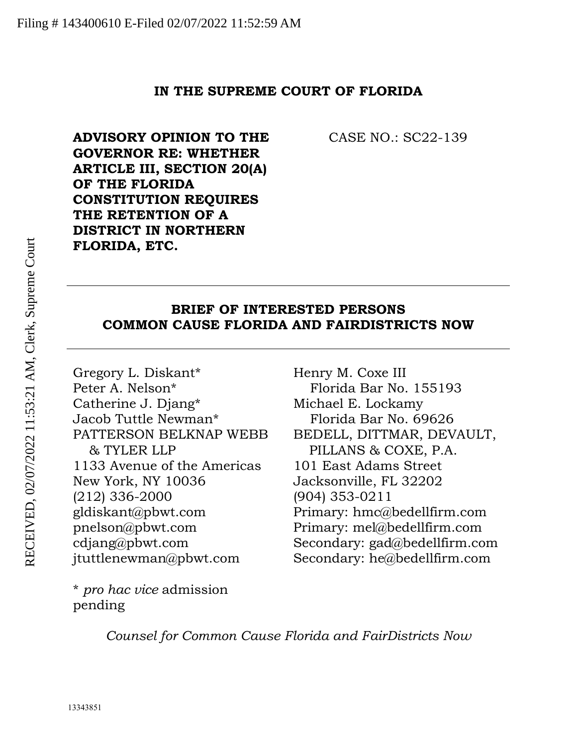Filing # 143400610 E-Filed 02/07/2022 11:52:59 AM

RECEIVED, 02/07/2022 11:53:21 AM, Clerk, Supreme Court

**IN THE SUPREME COURT OF FLORIDA**

**ADVISORY OPINION TO THE GOVERNOR RE: WHETHER ARTICLE III, SECTION 20(A) OF THE FLORIDA CONSTITUTION REQUIRES THE RETENTION OF A DISTRICT IN NORTHERN FLORIDA, ETC.**

CASE NO.: SC22-139

---

**BRIEF OF INTERESTED PERSONS**
**COMMON CAUSE FLORIDA AND FAIRDISTRICTS NOW**

---

Gregory L. Diskant*
Peter A. Nelson*
Catherine J. Djang*
Jacob Tuttle Newman*
PATTERSON BELKNAP WEBB & TYLER LLP
1133 Avenue of the Americas
New York, NY 10036
(212) 336-2000
gldiskant@pbwt.com
pnelson@pbwt.com
cdjang@pbwt.com
jtuttlenewman@pbwt.com

\* *pro hac vice* admission pending

Henry M. Coxe III
Florida Bar No. 155193
Michael E. Lockamy
Florida Bar No. 69626
BEDELL, DITTMAR, DEVAULT, PILLANS & COXE, P.A.
101 East Adams Street
Jacksonville, FL 32202
(904) 353-0211
Primary: hmc@bedellfirm.com
Primary: mel@bedellfirm.com
Secondary: gad@bedellfirm.com
Secondary: he@bedellfirm.com

*Counsel for Common Cause Florida and FairDistricts Now*

13343851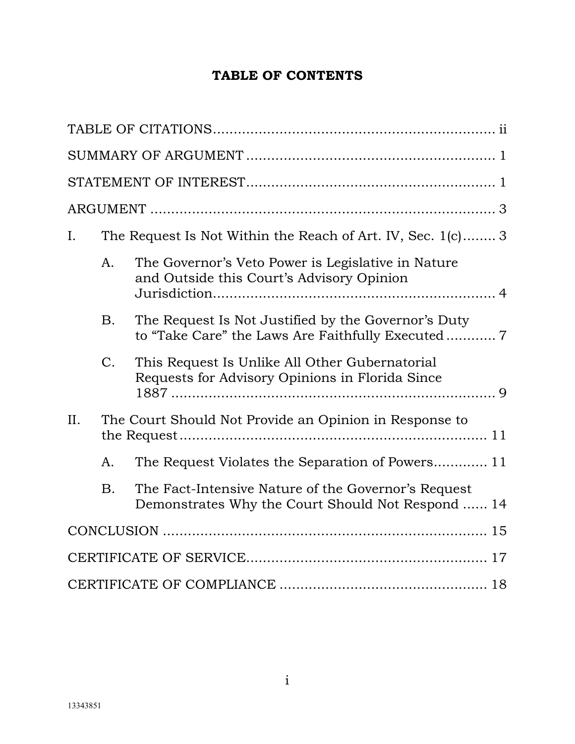# TABLE OF CONTENTS

TABLE OF CITATIONS ........................................................................ ii

SUMMARY OF ARGUMENT ................................................................ 1

STATEMENT OF INTEREST ................................................................ 1

ARGUMENT ........................................................................................ 3

I. The Request Is Not Within the Reach of Art. IV, Sec. 1(c) ........ 3

   A. The Governor's Veto Power is Legislative in Nature and Outside this Court's Advisory Opinion Jurisdiction ........................................................................ 4

   B. The Request Is Not Justified by the Governor's Duty to "Take Care" the Laws Are Faithfully Executed ............ 7

   C. This Request Is Unlike All Other Gubernatorial Requests for Advisory Opinions in Florida Since 1887 ........................................................................ 9

II. The Court Should Not Provide an Opinion in Response to the Request ........................................................................ 11

   A. The Request Violates the Separation of Powers ............ 11

   B. The Fact-Intensive Nature of the Governor's Request Demonstrates Why the Court Should Not Respond ...... 14

CONCLUSION .................................................................................... 15

CERTIFICATE OF SERVICE .............................................................. 17

CERTIFICATE OF COMPLIANCE ...................................................... 18

13343851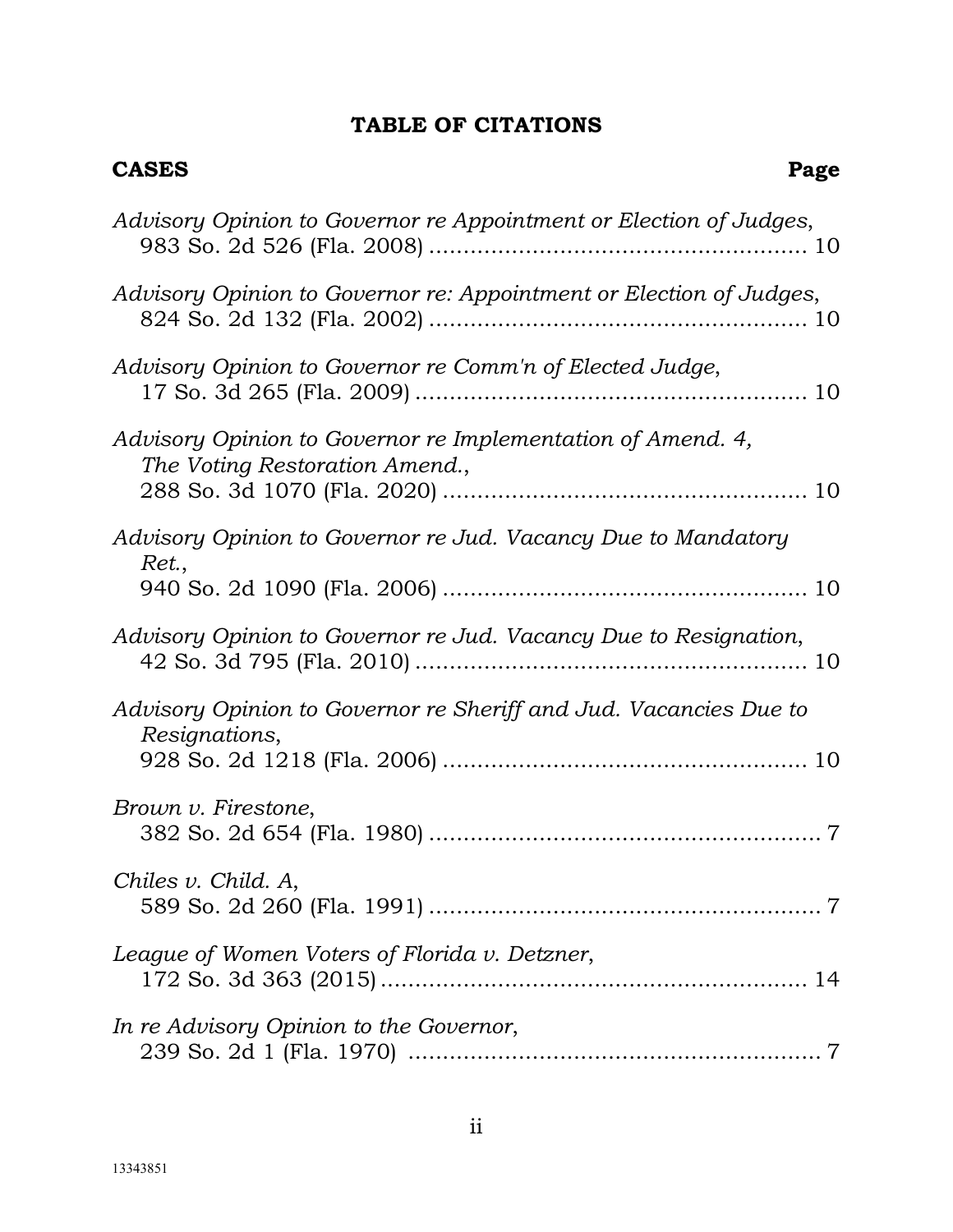## TABLE OF CITATIONS

**CASES** **Page**

*Advisory Opinion to Governor re Appointment or Election of Judges*, 983 So. 2d 526 (Fla. 2008) ....................................................... 10

*Advisory Opinion to Governor re: Appointment or Election of Judges*, 824 So. 2d 132 (Fla. 2002) ....................................................... 10

*Advisory Opinion to Governor re Comm'n of Elected Judge*, 17 So. 3d 265 (Fla. 2009) ......................................................... 10

*Advisory Opinion to Governor re Implementation of Amend. 4, The Voting Restoration Amend.*, 288 So. 3d 1070 (Fla. 2020) ..................................................... 10

*Advisory Opinion to Governor re Jud. Vacancy Due to Mandatory Ret.*, 940 So. 2d 1090 (Fla. 2006) ..................................................... 10

*Advisory Opinion to Governor re Jud. Vacancy Due to Resignation*, 42 So. 3d 795 (Fla. 2010) ......................................................... 10

*Advisory Opinion to Governor re Sheriff and Jud. Vacancies Due to Resignations*, 928 So. 2d 1218 (Fla. 2006) ..................................................... 10

*Brown v. Firestone*, 382 So. 2d 654 (Fla. 1980) ......................................................... 7

*Chiles v. Child. A*, 589 So. 2d 260 (Fla. 1991) ......................................................... 7

*League of Women Voters of Florida v. Detzner*, 172 So. 3d 363 (2015) .............................................................. 14

*In re Advisory Opinion to the Governor*, 239 So. 2d 1 (Fla. 1970) ........................................................... 7

13343851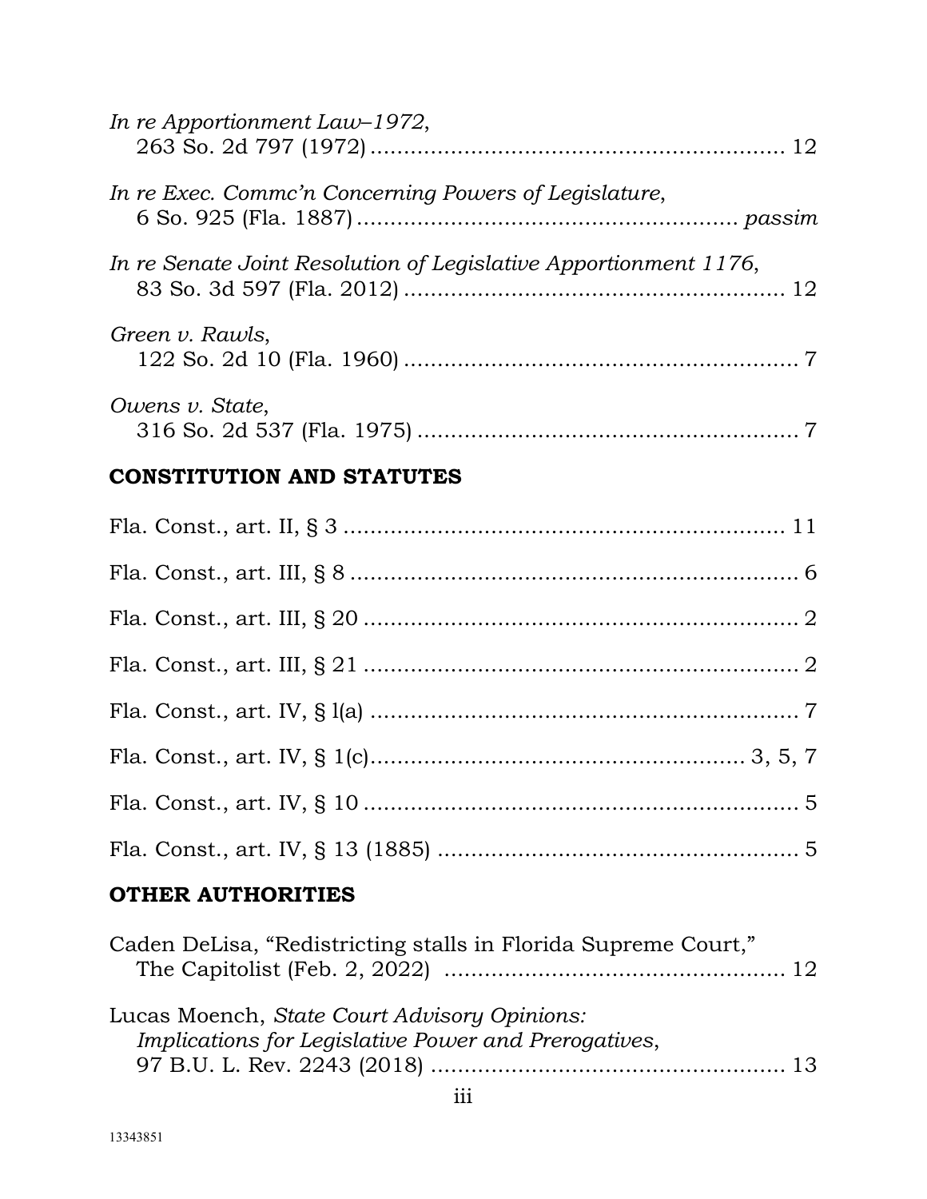*In re Apportionment Law–1972*,
263 So. 2d 797 (1972) ........................................................... 12

*In re Exec. Commc'n Concerning Powers of Legislature*,
6 So. 925 (Fla. 1887) ....................................................... *passim*

*In re Senate Joint Resolution of Legislative Apportionment 1176*,
83 So. 3d 597 (Fla. 2012) ........................................................ 12

*Green v. Rawls*,
122 So. 2d 10 (Fla. 1960) .......................................................... 7

*Owens v. State*,
316 So. 2d 537 (Fla. 1975) ........................................................ 7

## CONSTITUTION AND STATUTES

Fla. Const., art. II, § 3 ................................................................ 11

Fla. Const., art. III, § 8 ................................................................. 6

Fla. Const., art. III, § 20 ............................................................... 2

Fla. Const., art. III, § 21 ............................................................... 2

Fla. Const., art. IV, § l(a) ............................................................... 7

Fla. Const., art. IV, § 1(c)....................................................... 3, 5, 7

Fla. Const., art. IV, § 10 ................................................................ 5

Fla. Const., art. IV, § 13 (1885) ..................................................... 5

## OTHER AUTHORITIES

Caden DeLisa, "Redistricting stalls in Florida Supreme Court,"
The Capitolist (Feb. 2, 2022) .................................................. 12

Lucas Moench, *State Court Advisory Opinions: Implications for Legislative Power and Prerogatives*,
97 B.U. L. Rev. 2243 (2018) .................................................... 13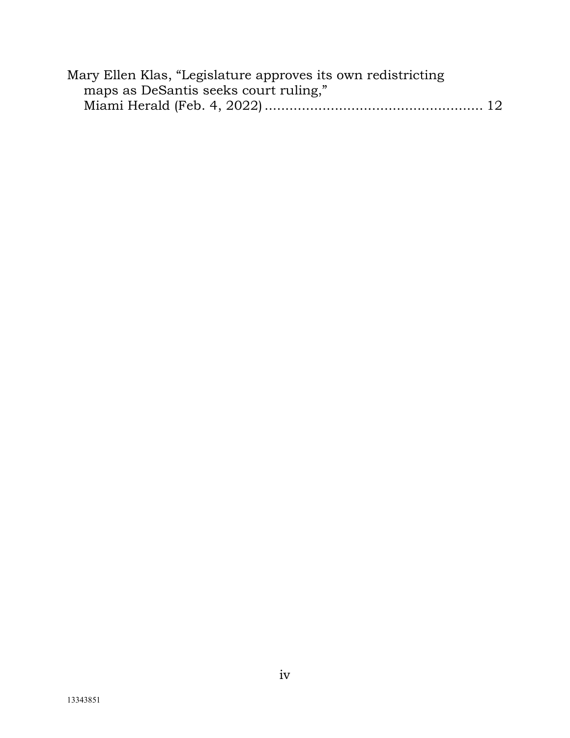Mary Ellen Klas, "Legislature approves its own redistricting maps as DeSantis seeks court ruling," Miami Herald (Feb. 4, 2022) .................................................... 12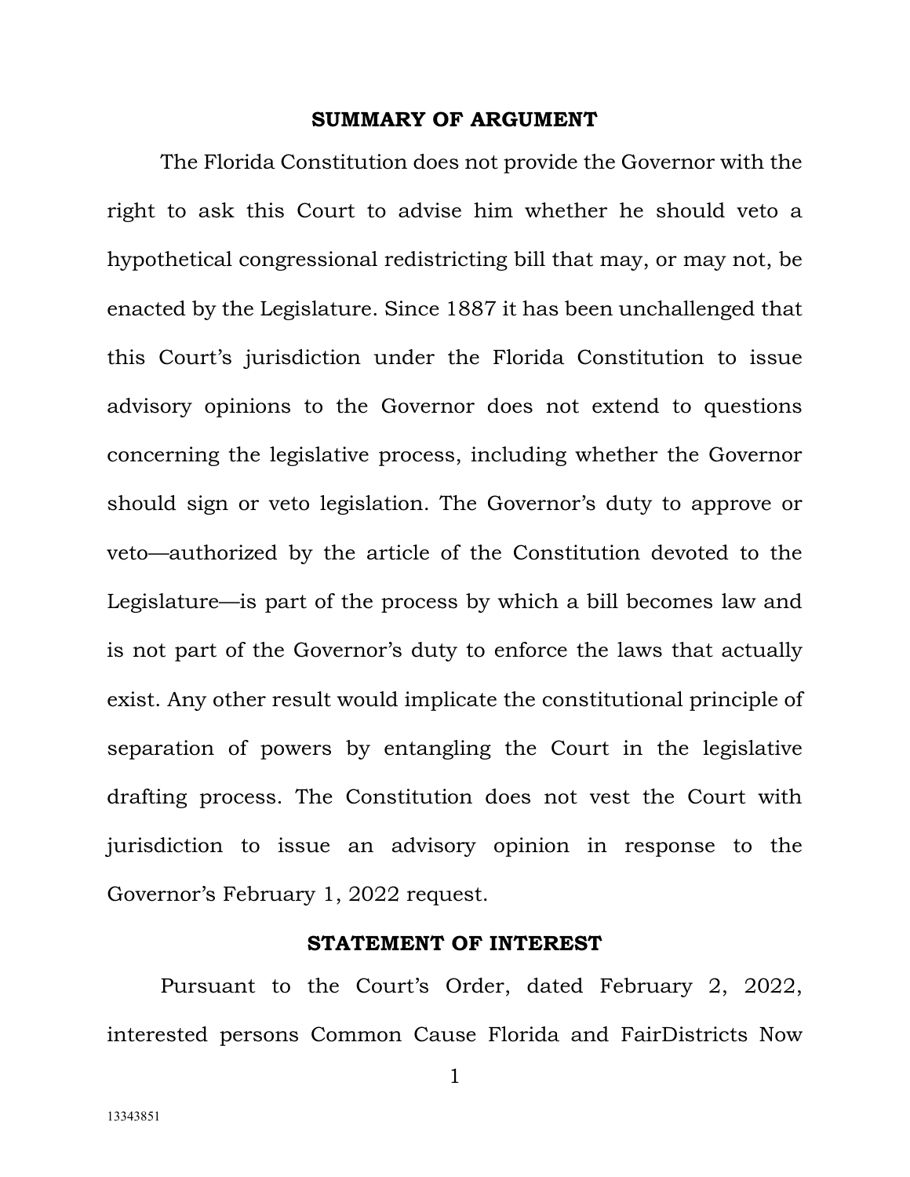## SUMMARY OF ARGUMENT

The Florida Constitution does not provide the Governor with the right to ask this Court to advise him whether he should veto a hypothetical congressional redistricting bill that may, or may not, be enacted by the Legislature. Since 1887 it has been unchallenged that this Court's jurisdiction under the Florida Constitution to issue advisory opinions to the Governor does not extend to questions concerning the legislative process, including whether the Governor should sign or veto legislation. The Governor's duty to approve or veto—authorized by the article of the Constitution devoted to the Legislature—is part of the process by which a bill becomes law and is not part of the Governor's duty to enforce the laws that actually exist. Any other result would implicate the constitutional principle of separation of powers by entangling the Court in the legislative drafting process. The Constitution does not vest the Court with jurisdiction to issue an advisory opinion in response to the Governor's February 1, 2022 request.

## STATEMENT OF INTEREST

Pursuant to the Court's Order, dated February 2, 2022, interested persons Common Cause Florida and FairDistricts Now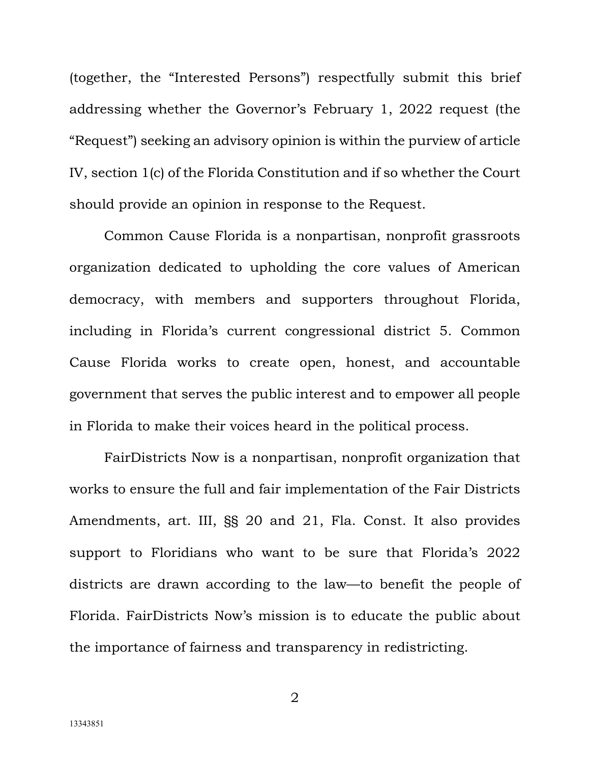(together, the "Interested Persons") respectfully submit this brief addressing whether the Governor's February 1, 2022 request (the "Request") seeking an advisory opinion is within the purview of article IV, section 1(c) of the Florida Constitution and if so whether the Court should provide an opinion in response to the Request.

Common Cause Florida is a nonpartisan, nonprofit grassroots organization dedicated to upholding the core values of American democracy, with members and supporters throughout Florida, including in Florida's current congressional district 5. Common Cause Florida works to create open, honest, and accountable government that serves the public interest and to empower all people in Florida to make their voices heard in the political process.

FairDistricts Now is a nonpartisan, nonprofit organization that works to ensure the full and fair implementation of the Fair Districts Amendments, art. III, §§ 20 and 21, Fla. Const. It also provides support to Floridians who want to be sure that Florida's 2022 districts are drawn according to the law—to benefit the people of Florida. FairDistricts Now's mission is to educate the public about the importance of fairness and transparency in redistricting.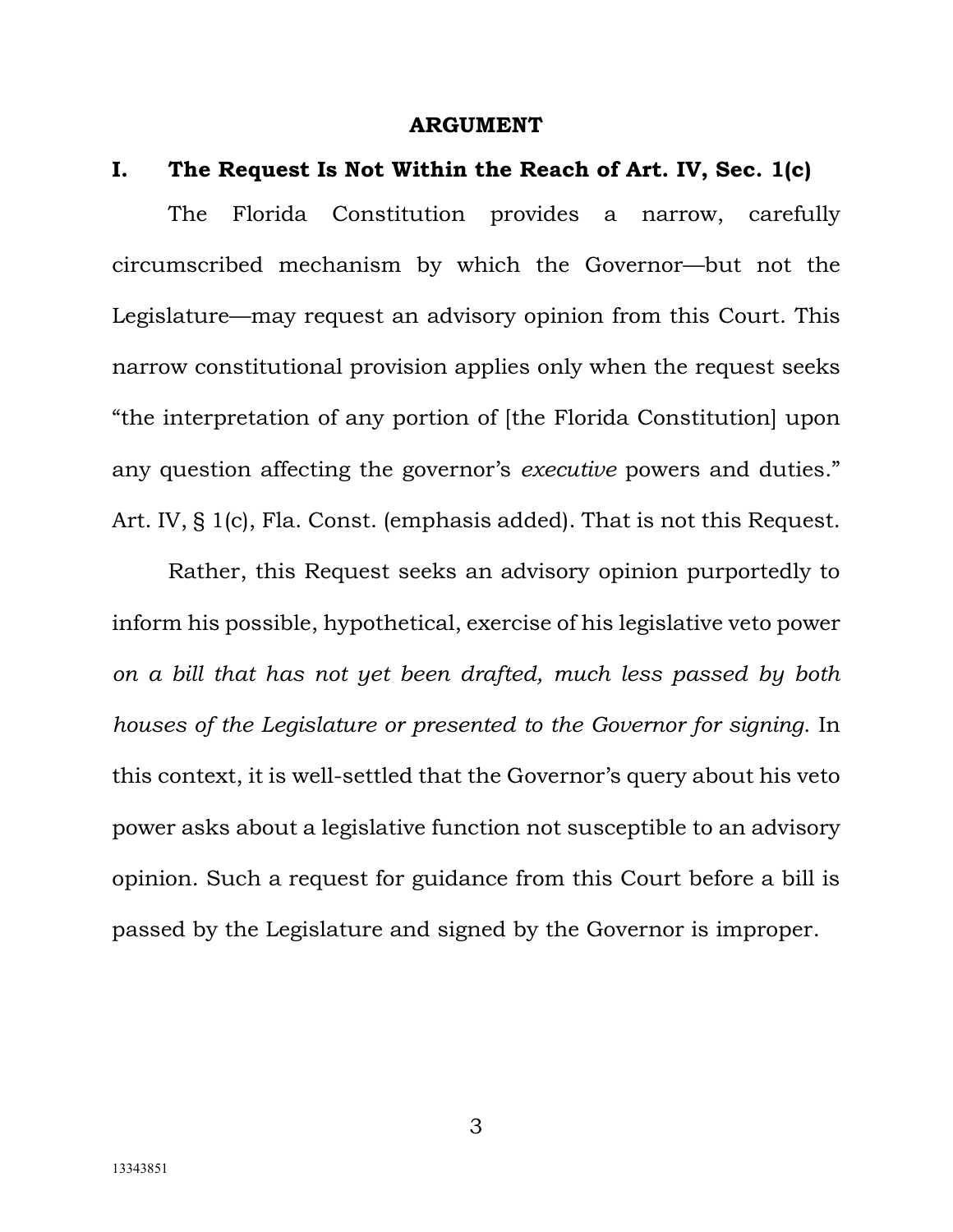# ARGUMENT

## I. The Request Is Not Within the Reach of Art. IV, Sec. 1(c)

The Florida Constitution provides a narrow, carefully circumscribed mechanism by which the Governor—but not the Legislature—may request an advisory opinion from this Court. This narrow constitutional provision applies only when the request seeks "the interpretation of any portion of [the Florida Constitution] upon any question affecting the governor's *executive* powers and duties." Art. IV, § 1(c), Fla. Const. (emphasis added). That is not this Request.

Rather, this Request seeks an advisory opinion purportedly to inform his possible, hypothetical, exercise of his legislative veto power *on a bill that has not yet been drafted, much less passed by both houses of the Legislature or presented to the Governor for signing*. In this context, it is well-settled that the Governor's query about his veto power asks about a legislative function not susceptible to an advisory opinion. Such a request for guidance from this Court before a bill is passed by the Legislature and signed by the Governor is improper.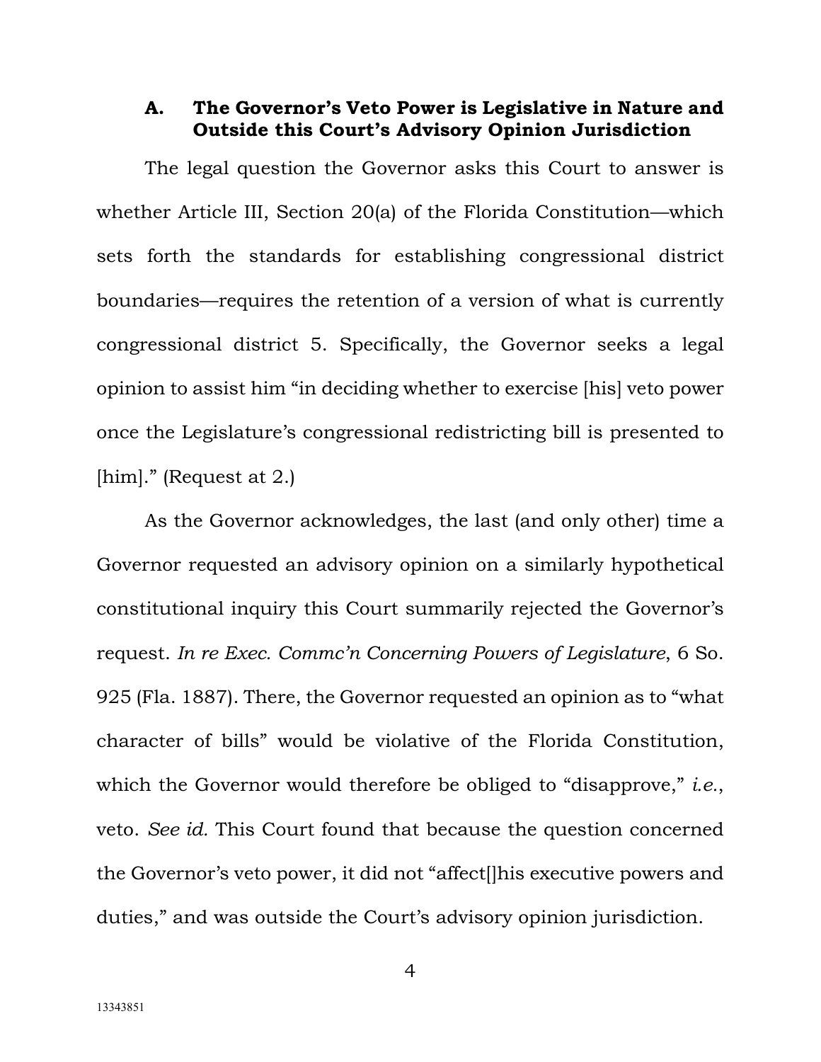### A. The Governor's Veto Power is Legislative in Nature and Outside this Court's Advisory Opinion Jurisdiction

The legal question the Governor asks this Court to answer is whether Article III, Section 20(a) of the Florida Constitution—which sets forth the standards for establishing congressional district boundaries—requires the retention of a version of what is currently congressional district 5. Specifically, the Governor seeks a legal opinion to assist him "in deciding whether to exercise [his] veto power once the Legislature's congressional redistricting bill is presented to [him]." (Request at 2.)

As the Governor acknowledges, the last (and only other) time a Governor requested an advisory opinion on a similarly hypothetical constitutional inquiry this Court summarily rejected the Governor's request. *In re Exec. Commc'n Concerning Powers of Legislature*, 6 So. 925 (Fla. 1887). There, the Governor requested an opinion as to "what character of bills" would be violative of the Florida Constitution, which the Governor would therefore be obliged to "disapprove," *i.e.*, veto. *See id.* This Court found that because the question concerned the Governor's veto power, it did not "affect[]his executive powers and duties," and was outside the Court's advisory opinion jurisdiction.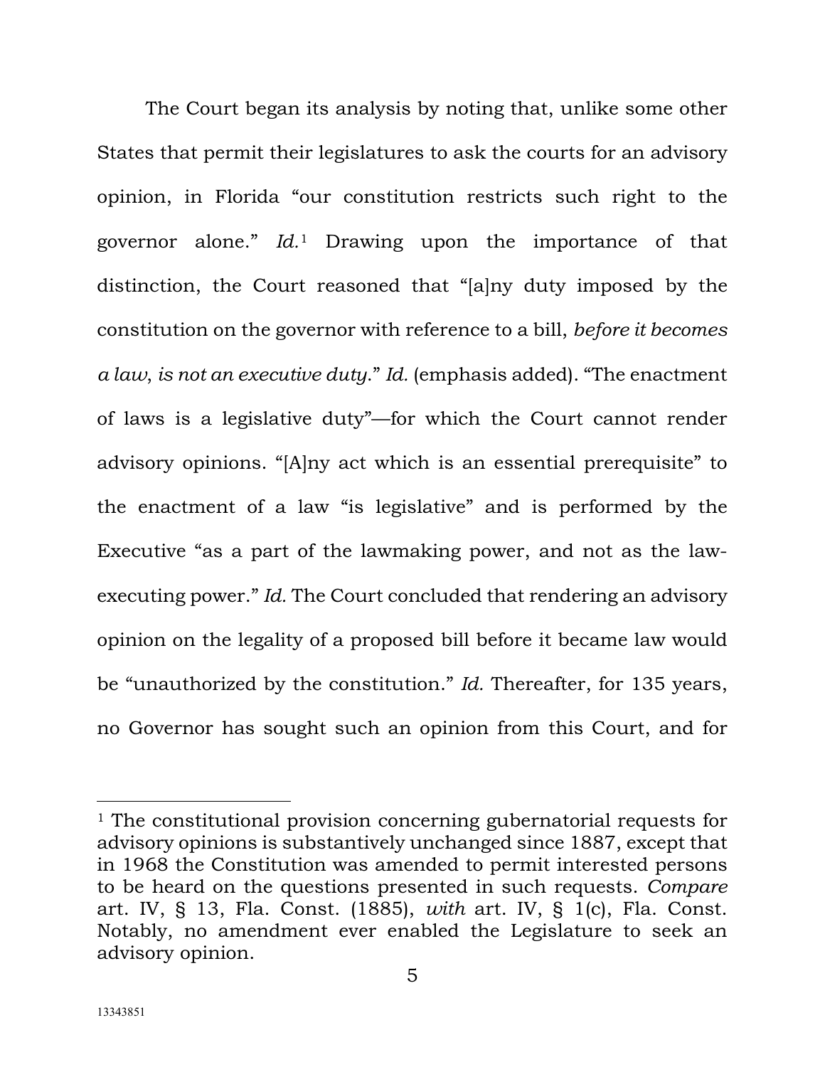The Court began its analysis by noting that, unlike some other States that permit their legislatures to ask the courts for an advisory opinion, in Florida "our constitution restricts such right to the governor alone." *Id.*[1] Drawing upon the importance of that distinction, the Court reasoned that "[a]ny duty imposed by the constitution on the governor with reference to a bill, *before it becomes a law, is not an executive duty*." *Id.* (emphasis added). "The enactment of laws is a legislative duty"—for which the Court cannot render advisory opinions. "[A]ny act which is an essential prerequisite" to the enactment of a law "is legislative" and is performed by the Executive "as a part of the lawmaking power, and not as the law-executing power." *Id.* The Court concluded that rendering an advisory opinion on the legality of a proposed bill before it became law would be "unauthorized by the constitution." *Id.* Thereafter, for 135 years, no Governor has sought such an opinion from this Court, and for

---

[1] The constitutional provision concerning gubernatorial requests for advisory opinions is substantively unchanged since 1887, except that in 1968 the Constitution was amended to permit interested persons to be heard on the questions presented in such requests. *Compare* art. IV, § 13, Fla. Const. (1885), *with* art. IV, § 1(c), Fla. Const. Notably, no amendment ever enabled the Legislature to seek an advisory opinion.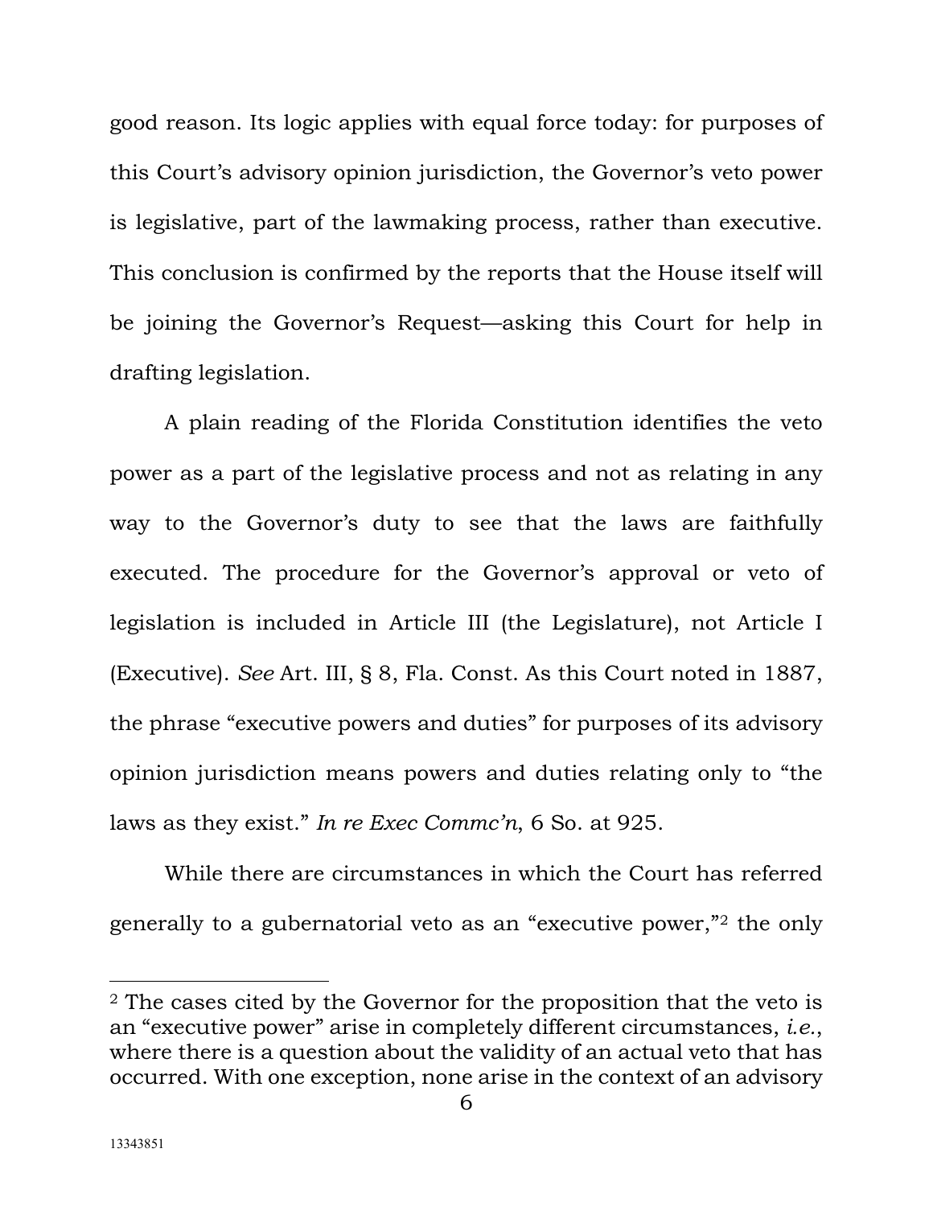good reason. Its logic applies with equal force today: for purposes of this Court's advisory opinion jurisdiction, the Governor's veto power is legislative, part of the lawmaking process, rather than executive. This conclusion is confirmed by the reports that the House itself will be joining the Governor's Request—asking this Court for help in drafting legislation.

A plain reading of the Florida Constitution identifies the veto power as a part of the legislative process and not as relating in any way to the Governor's duty to see that the laws are faithfully executed. The procedure for the Governor's approval or veto of legislation is included in Article III (the Legislature), not Article I (Executive). *See* Art. III, § 8, Fla. Const. As this Court noted in 1887, the phrase "executive powers and duties" for purposes of its advisory opinion jurisdiction means powers and duties relating only to "the laws as they exist." *In re Exec Commc'n*, 6 So. at 925.

While there are circumstances in which the Court has referred generally to a gubernatorial veto as an "executive power,"[2] the only

---

[2] The cases cited by the Governor for the proposition that the veto is an "executive power" arise in completely different circumstances, *i.e.*, where there is a question about the validity of an actual veto that has occurred. With one exception, none arise in the context of an advisory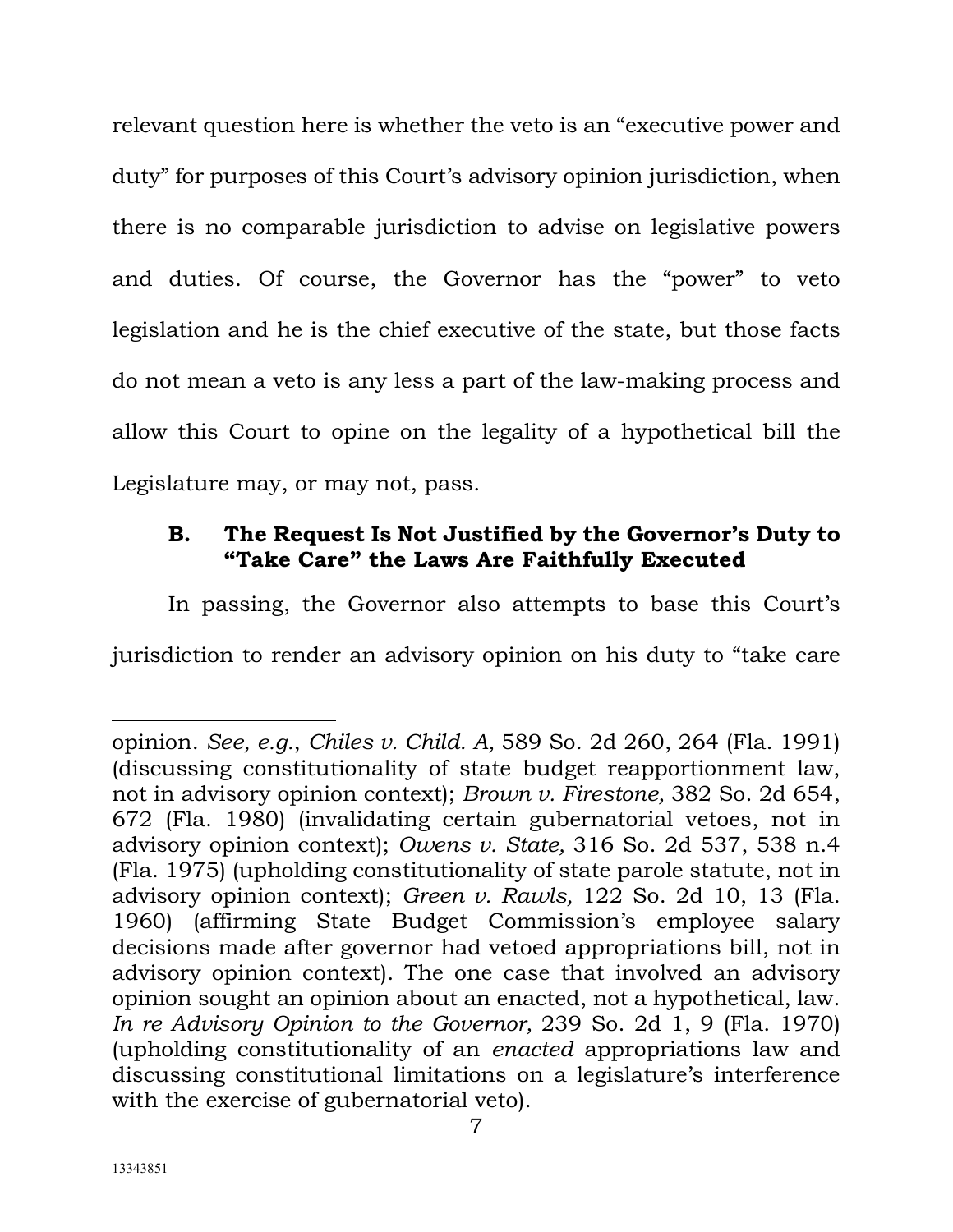relevant question here is whether the veto is an "executive power and duty" for purposes of this Court's advisory opinion jurisdiction, when there is no comparable jurisdiction to advise on legislative powers and duties. Of course, the Governor has the "power" to veto legislation and he is the chief executive of the state, but those facts do not mean a veto is any less a part of the law-making process and allow this Court to opine on the legality of a hypothetical bill the Legislature may, or may not, pass.

### B. The Request Is Not Justified by the Governor's Duty to "Take Care" the Laws Are Faithfully Executed

In passing, the Governor also attempts to base this Court's jurisdiction to render an advisory opinion on his duty to "take care

---

opinion. *See, e.g.*, *Chiles v. Child. A,* 589 So. 2d 260, 264 (Fla. 1991) (discussing constitutionality of state budget reapportionment law, not in advisory opinion context); *Brown v. Firestone,* 382 So. 2d 654, 672 (Fla. 1980) (invalidating certain gubernatorial vetoes, not in advisory opinion context); *Owens v. State,* 316 So. 2d 537, 538 n.4 (Fla. 1975) (upholding constitutionality of state parole statute, not in advisory opinion context); *Green v. Rawls,* 122 So. 2d 10, 13 (Fla. 1960) (affirming State Budget Commission's employee salary decisions made after governor had vetoed appropriations bill, not in advisory opinion context). The one case that involved an advisory opinion sought an opinion about an enacted, not a hypothetical, law. *In re Advisory Opinion to the Governor,* 239 So. 2d 1, 9 (Fla. 1970) (upholding constitutionality of an *enacted* appropriations law and discussing constitutional limitations on a legislature's interference with the exercise of gubernatorial veto).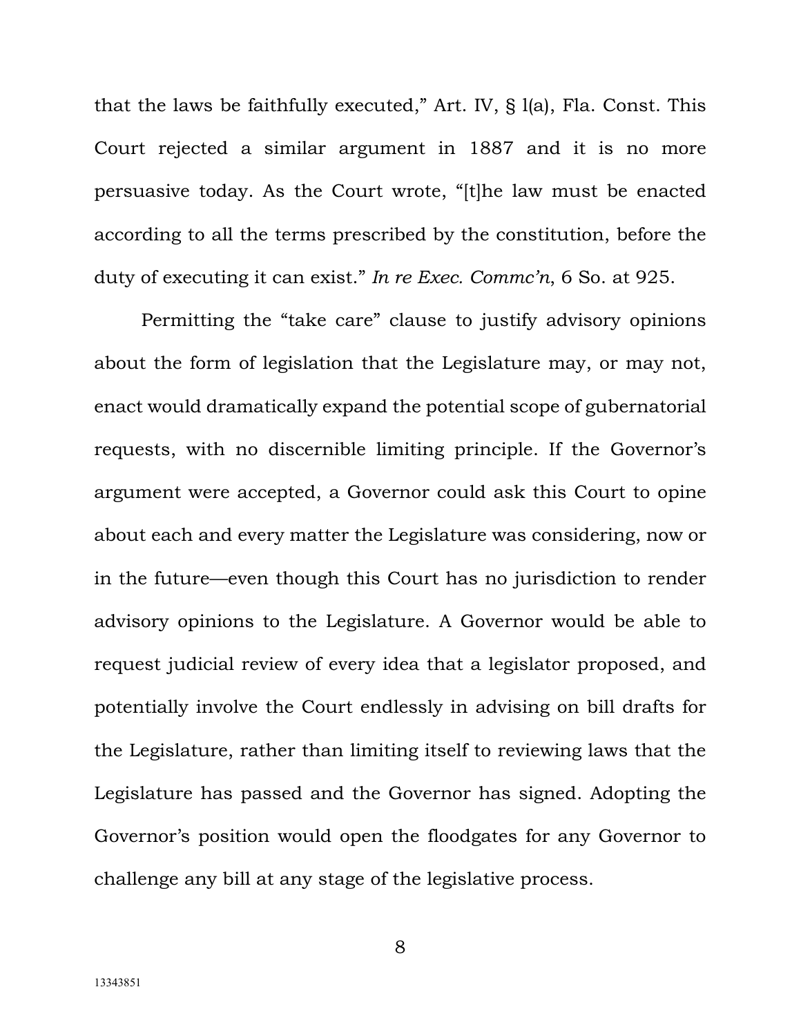that the laws be faithfully executed," Art. IV, § l(a), Fla. Const. This Court rejected a similar argument in 1887 and it is no more persuasive today. As the Court wrote, "[t]he law must be enacted according to all the terms prescribed by the constitution, before the duty of executing it can exist." *In re Exec. Commc'n*, 6 So. at 925.

Permitting the "take care" clause to justify advisory opinions about the form of legislation that the Legislature may, or may not, enact would dramatically expand the potential scope of gubernatorial requests, with no discernible limiting principle. If the Governor's argument were accepted, a Governor could ask this Court to opine about each and every matter the Legislature was considering, now or in the future—even though this Court has no jurisdiction to render advisory opinions to the Legislature. A Governor would be able to request judicial review of every idea that a legislator proposed, and potentially involve the Court endlessly in advising on bill drafts for the Legislature, rather than limiting itself to reviewing laws that the Legislature has passed and the Governor has signed. Adopting the Governor's position would open the floodgates for any Governor to challenge any bill at any stage of the legislative process.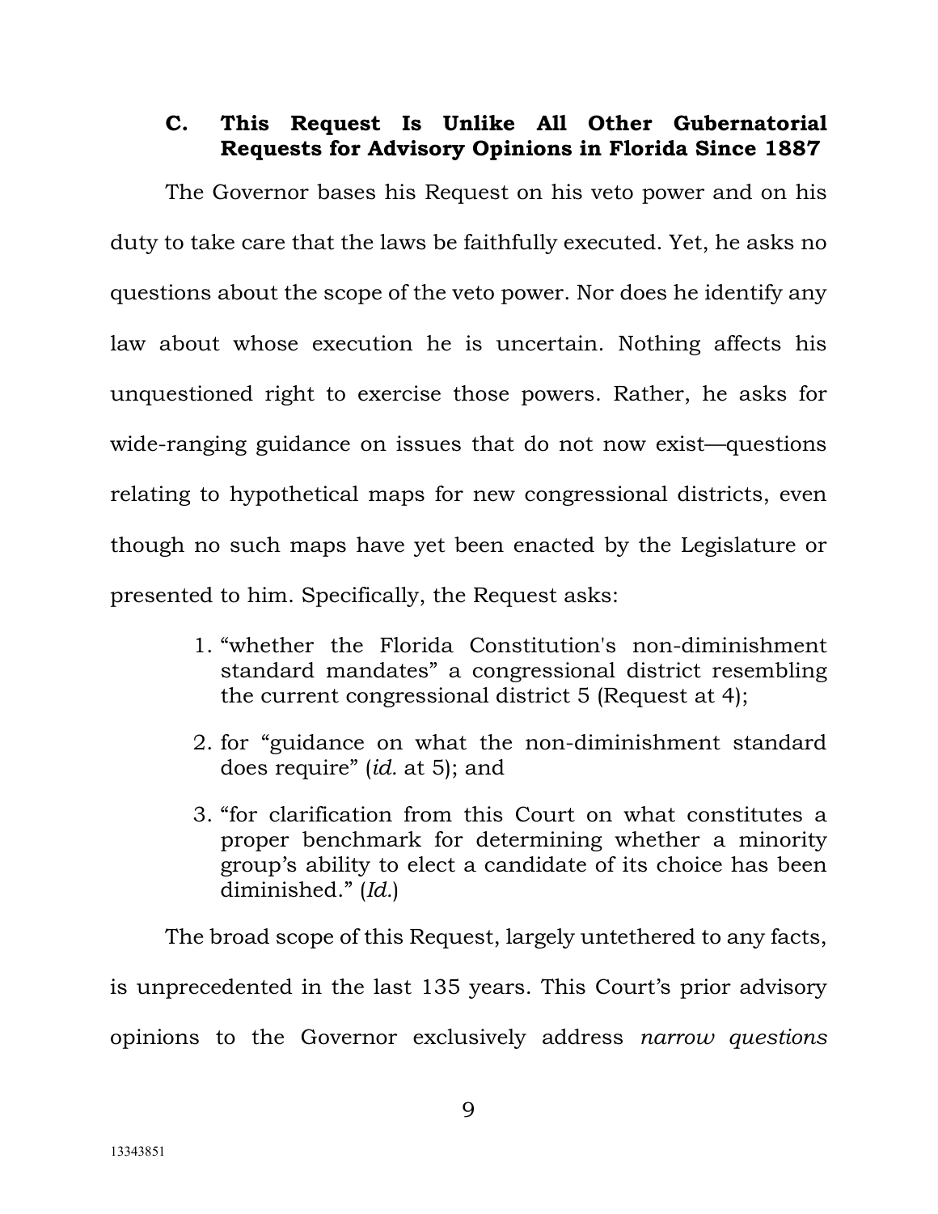### C. This Request Is Unlike All Other Gubernatorial Requests for Advisory Opinions in Florida Since 1887

The Governor bases his Request on his veto power and on his duty to take care that the laws be faithfully executed. Yet, he asks no questions about the scope of the veto power. Nor does he identify any law about whose execution he is uncertain. Nothing affects his unquestioned right to exercise those powers. Rather, he asks for wide-ranging guidance on issues that do not now exist—questions relating to hypothetical maps for new congressional districts, even though no such maps have yet been enacted by the Legislature or presented to him. Specifically, the Request asks:

1. "whether the Florida Constitution's non-diminishment standard mandates" a congressional district resembling the current congressional district 5 (Request at 4);
2. for "guidance on what the non-diminishment standard does require" (*id.* at 5); and
3. "for clarification from this Court on what constitutes a proper benchmark for determining whether a minority group's ability to elect a candidate of its choice has been diminished." (*Id.*)

The broad scope of this Request, largely untethered to any facts, is unprecedented in the last 135 years. This Court's prior advisory opinions to the Governor exclusively address *narrow questions*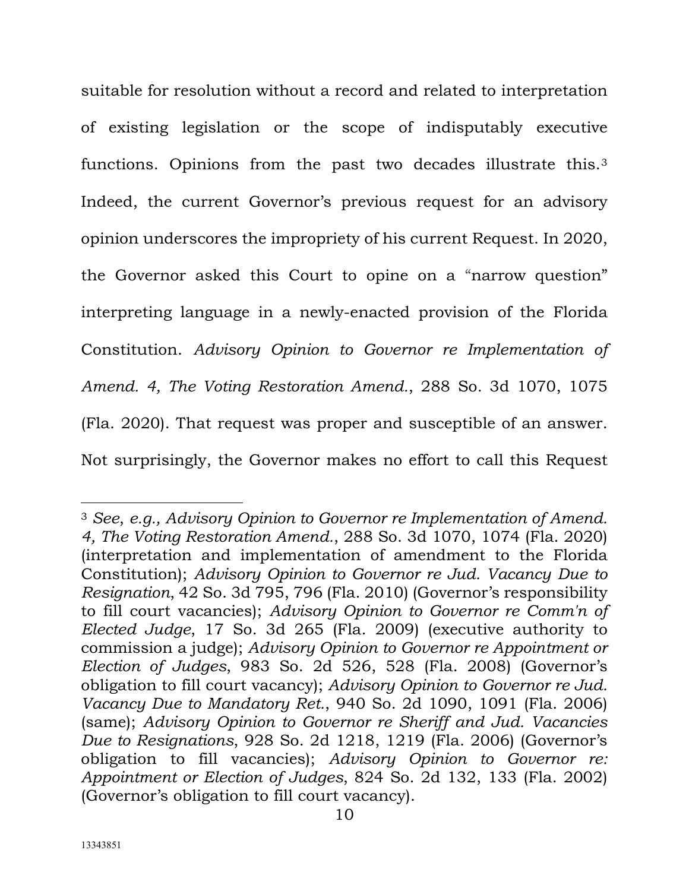suitable for resolution without a record and related to interpretation of existing legislation or the scope of indisputably executive functions. Opinions from the past two decades illustrate this.[3] Indeed, the current Governor's previous request for an advisory opinion underscores the impropriety of his current Request. In 2020, the Governor asked this Court to opine on a "narrow question" interpreting language in a newly-enacted provision of the Florida Constitution. *Advisory Opinion to Governor re Implementation of Amend. 4, The Voting Restoration Amend.*, 288 So. 3d 1070, 1075 (Fla. 2020). That request was proper and susceptible of an answer. Not surprisingly, the Governor makes no effort to call this Request

---

[3] *See*, *e.g., Advisory Opinion to Governor re Implementation of Amend. 4, The Voting Restoration Amend.*, 288 So. 3d 1070, 1074 (Fla. 2020) (interpretation and implementation of amendment to the Florida Constitution); *Advisory Opinion to Governor re Jud. Vacancy Due to Resignation*, 42 So. 3d 795, 796 (Fla. 2010) (Governor's responsibility to fill court vacancies); *Advisory Opinion to Governor re Comm'n of Elected Judge*, 17 So. 3d 265 (Fla. 2009) (executive authority to commission a judge); *Advisory Opinion to Governor re Appointment or Election of Judges*, 983 So. 2d 526, 528 (Fla. 2008) (Governor's obligation to fill court vacancy); *Advisory Opinion to Governor re Jud. Vacancy Due to Mandatory Ret.*, 940 So. 2d 1090, 1091 (Fla. 2006) (same); *Advisory Opinion to Governor re Sheriff and Jud. Vacancies Due to Resignations*, 928 So. 2d 1218, 1219 (Fla. 2006) (Governor's obligation to fill vacancies); *Advisory Opinion to Governor re: Appointment or Election of Judges*, 824 So. 2d 132, 133 (Fla. 2002) (Governor's obligation to fill court vacancy).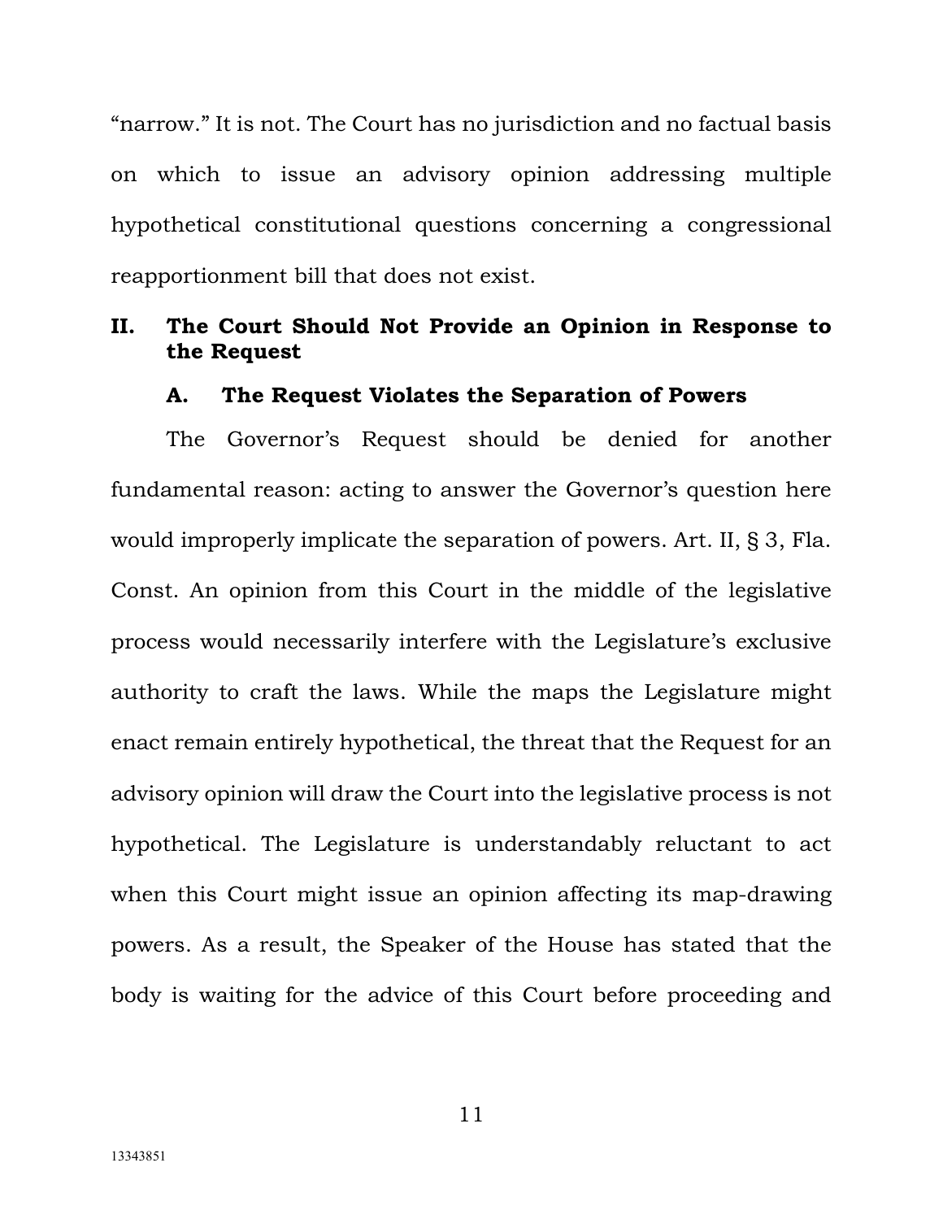"narrow." It is not. The Court has no jurisdiction and no factual basis on which to issue an advisory opinion addressing multiple hypothetical constitutional questions concerning a congressional reapportionment bill that does not exist.

## II. The Court Should Not Provide an Opinion in Response to the Request

### A. The Request Violates the Separation of Powers

The Governor's Request should be denied for another fundamental reason: acting to answer the Governor's question here would improperly implicate the separation of powers. Art. II, § 3, Fla. Const. An opinion from this Court in the middle of the legislative process would necessarily interfere with the Legislature's exclusive authority to craft the laws. While the maps the Legislature might enact remain entirely hypothetical, the threat that the Request for an advisory opinion will draw the Court into the legislative process is not hypothetical. The Legislature is understandably reluctant to act when this Court might issue an opinion affecting its map-drawing powers. As a result, the Speaker of the House has stated that the body is waiting for the advice of this Court before proceeding and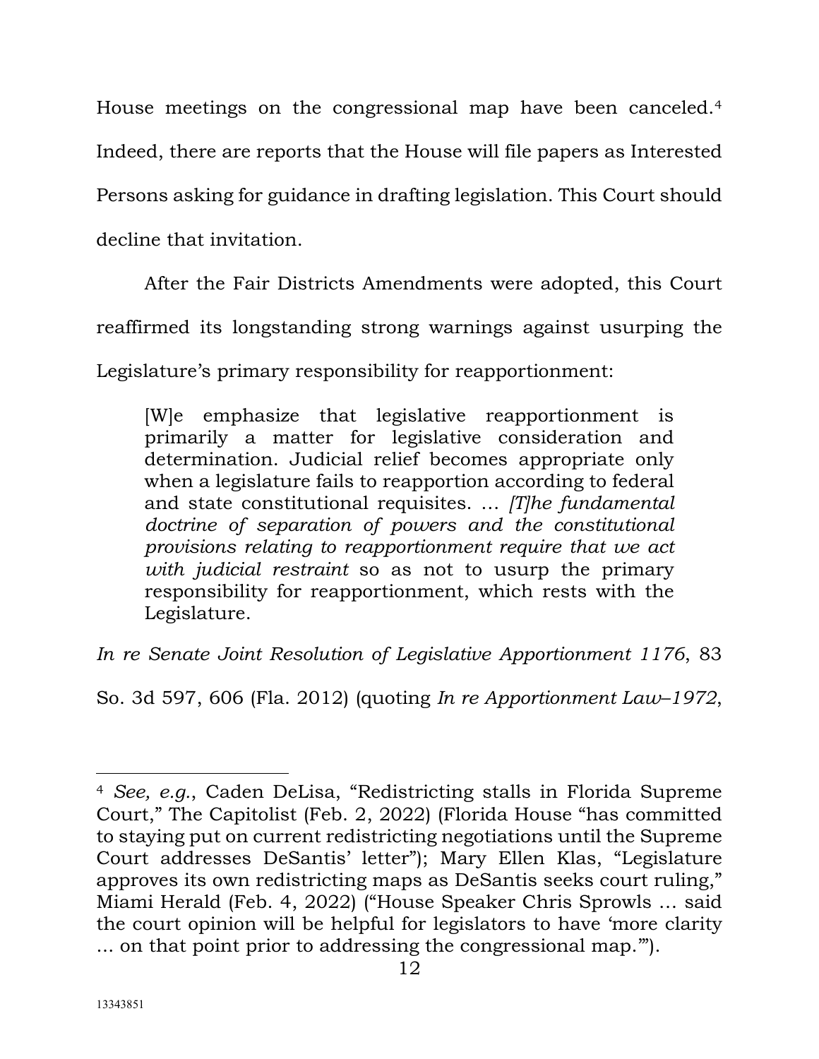House meetings on the congressional map have been canceled.[4] Indeed, there are reports that the House will file papers as Interested Persons asking for guidance in drafting legislation. This Court should decline that invitation.

After the Fair Districts Amendments were adopted, this Court reaffirmed its longstanding strong warnings against usurping the Legislature's primary responsibility for reapportionment:

> [W]e emphasize that legislative reapportionment is primarily a matter for legislative consideration and determination. Judicial relief becomes appropriate only when a legislature fails to reapportion according to federal and state constitutional requisites. … *[T]he fundamental doctrine of separation of powers and the constitutional provisions relating to reapportionment require that we act with judicial restraint* so as not to usurp the primary responsibility for reapportionment, which rests with the Legislature.

*In re Senate Joint Resolution of Legislative Apportionment 1176*, 83 So. 3d 597, 606 (Fla. 2012) (quoting *In re Apportionment Law–1972*,

---

[4] *See, e.g.*, Caden DeLisa, "Redistricting stalls in Florida Supreme Court," The Capitolist (Feb. 2, 2022) (Florida House "has committed to staying put on current redistricting negotiations until the Supreme Court addresses DeSantis' letter"); Mary Ellen Klas, "Legislature approves its own redistricting maps as DeSantis seeks court ruling," Miami Herald (Feb. 4, 2022) ("House Speaker Chris Sprowls … said the court opinion will be helpful for legislators to have 'more clarity … on that point prior to addressing the congressional map.'").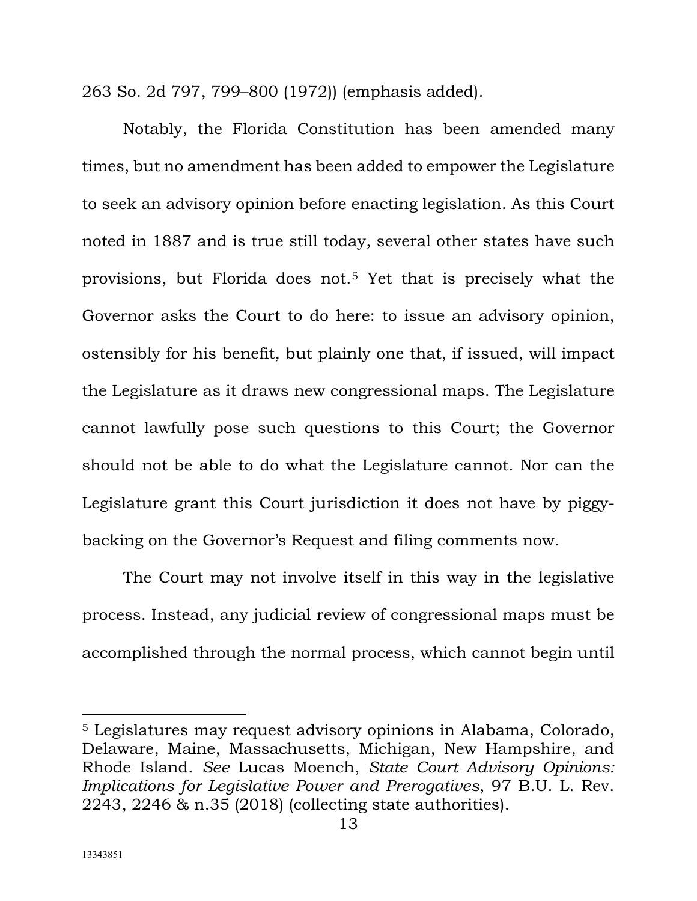263 So. 2d 797, 799–800 (1972)) (emphasis added).

Notably, the Florida Constitution has been amended many times, but no amendment has been added to empower the Legislature to seek an advisory opinion before enacting legislation. As this Court noted in 1887 and is true still today, several other states have such provisions, but Florida does not.[5] Yet that is precisely what the Governor asks the Court to do here: to issue an advisory opinion, ostensibly for his benefit, but plainly one that, if issued, will impact the Legislature as it draws new congressional maps. The Legislature cannot lawfully pose such questions to this Court; the Governor should not be able to do what the Legislature cannot. Nor can the Legislature grant this Court jurisdiction it does not have by piggy-backing on the Governor's Request and filing comments now.

The Court may not involve itself in this way in the legislative process. Instead, any judicial review of congressional maps must be accomplished through the normal process, which cannot begin until

---

[5] Legislatures may request advisory opinions in Alabama, Colorado, Delaware, Maine, Massachusetts, Michigan, New Hampshire, and Rhode Island. *See* Lucas Moench, *State Court Advisory Opinions: Implications for Legislative Power and Prerogatives*, 97 B.U. L. Rev. 2243, 2246 & n.35 (2018) (collecting state authorities).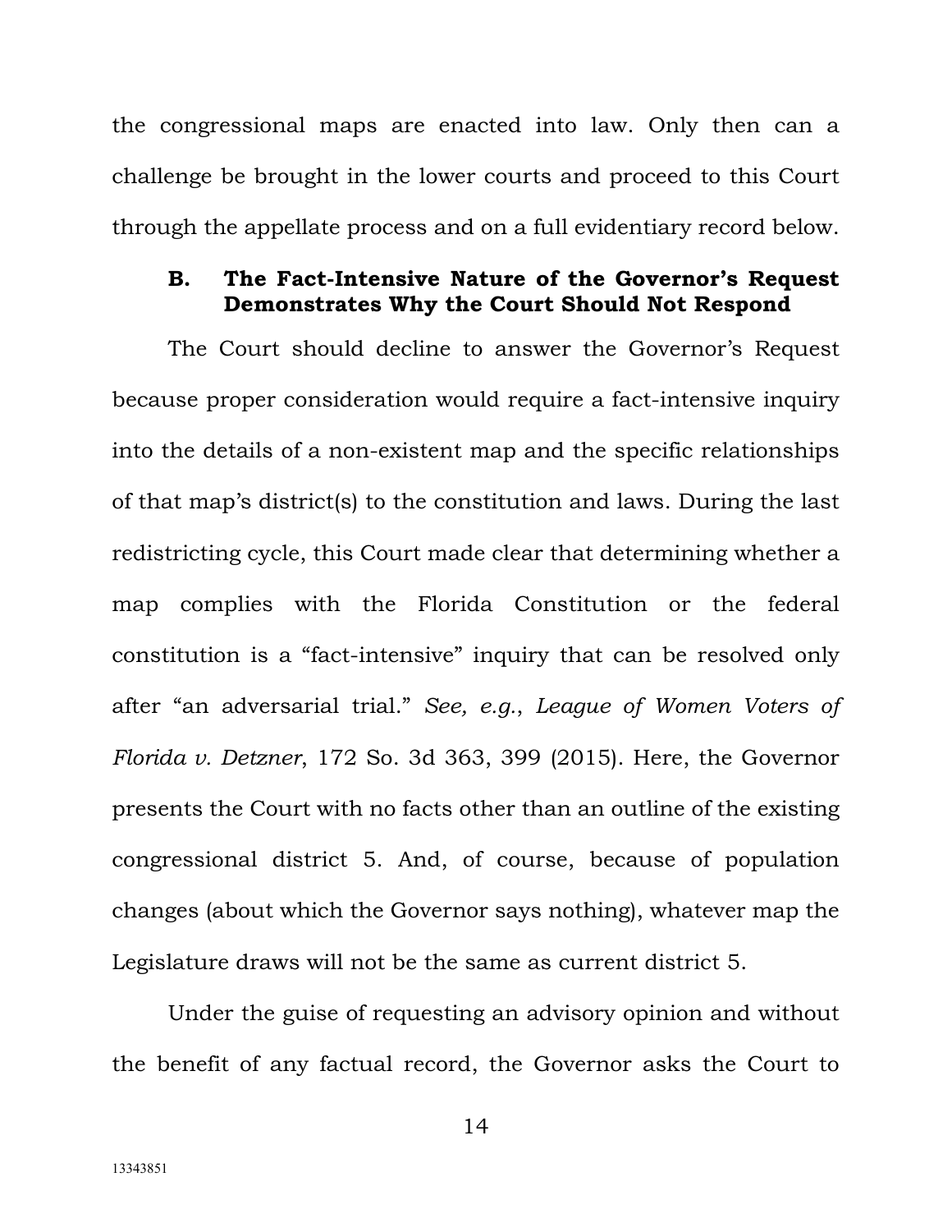the congressional maps are enacted into law. Only then can a challenge be brought in the lower courts and proceed to this Court through the appellate process and on a full evidentiary record below.

### B. The Fact-Intensive Nature of the Governor's Request Demonstrates Why the Court Should Not Respond

The Court should decline to answer the Governor's Request because proper consideration would require a fact-intensive inquiry into the details of a non-existent map and the specific relationships of that map's district(s) to the constitution and laws. During the last redistricting cycle, this Court made clear that determining whether a map complies with the Florida Constitution or the federal constitution is a "fact-intensive" inquiry that can be resolved only after "an adversarial trial." *See, e.g.*, *League of Women Voters of Florida v. Detzner*, 172 So. 3d 363, 399 (2015). Here, the Governor presents the Court with no facts other than an outline of the existing congressional district 5. And, of course, because of population changes (about which the Governor says nothing), whatever map the Legislature draws will not be the same as current district 5.

Under the guise of requesting an advisory opinion and without the benefit of any factual record, the Governor asks the Court to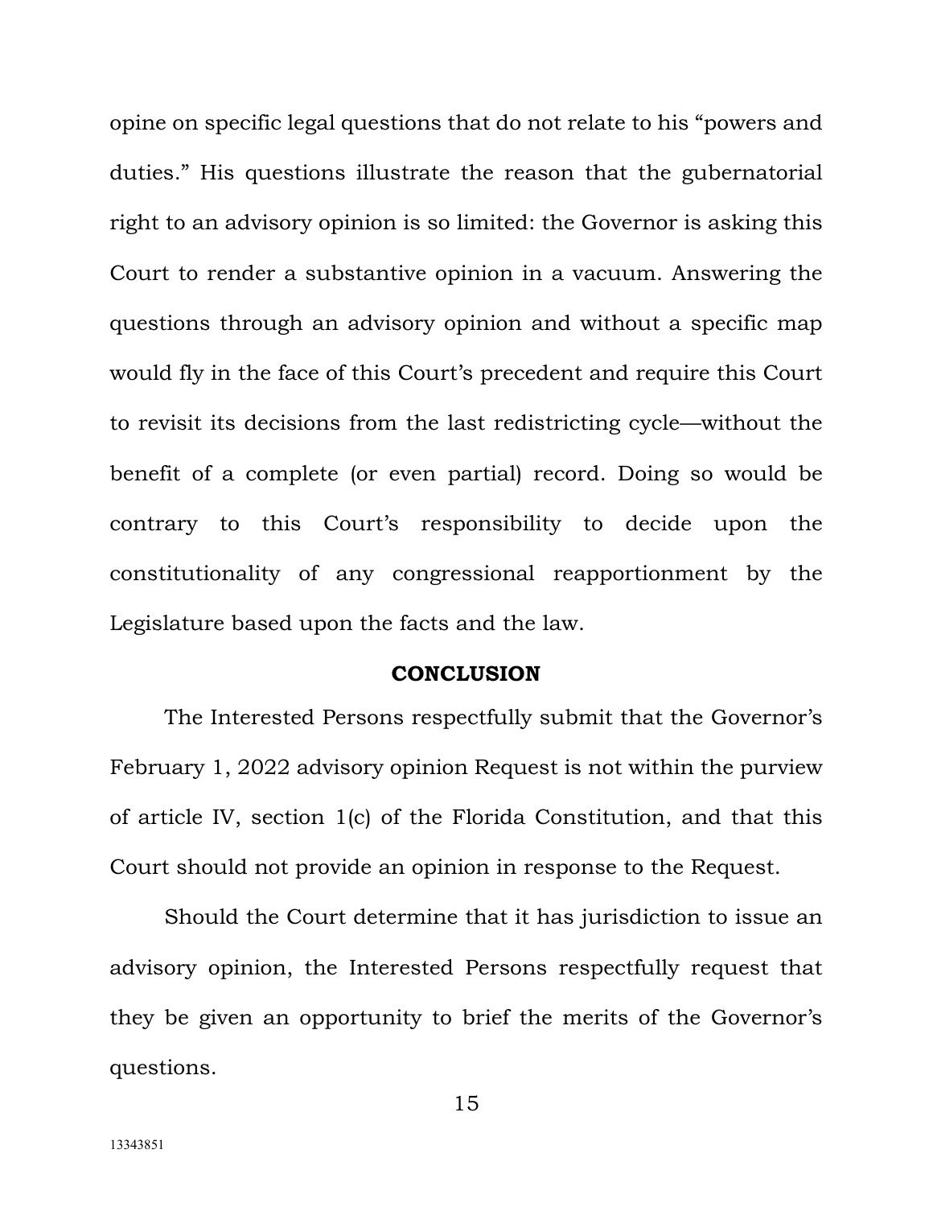opine on specific legal questions that do not relate to his "powers and duties." His questions illustrate the reason that the gubernatorial right to an advisory opinion is so limited: the Governor is asking this Court to render a substantive opinion in a vacuum. Answering the questions through an advisory opinion and without a specific map would fly in the face of this Court's precedent and require this Court to revisit its decisions from the last redistricting cycle—without the benefit of a complete (or even partial) record. Doing so would be contrary to this Court's responsibility to decide upon the constitutionality of any congressional reapportionment by the Legislature based upon the facts and the law.

## CONCLUSION

The Interested Persons respectfully submit that the Governor's February 1, 2022 advisory opinion Request is not within the purview of article IV, section 1(c) of the Florida Constitution, and that this Court should not provide an opinion in response to the Request.

Should the Court determine that it has jurisdiction to issue an advisory opinion, the Interested Persons respectfully request that they be given an opportunity to brief the merits of the Governor's questions.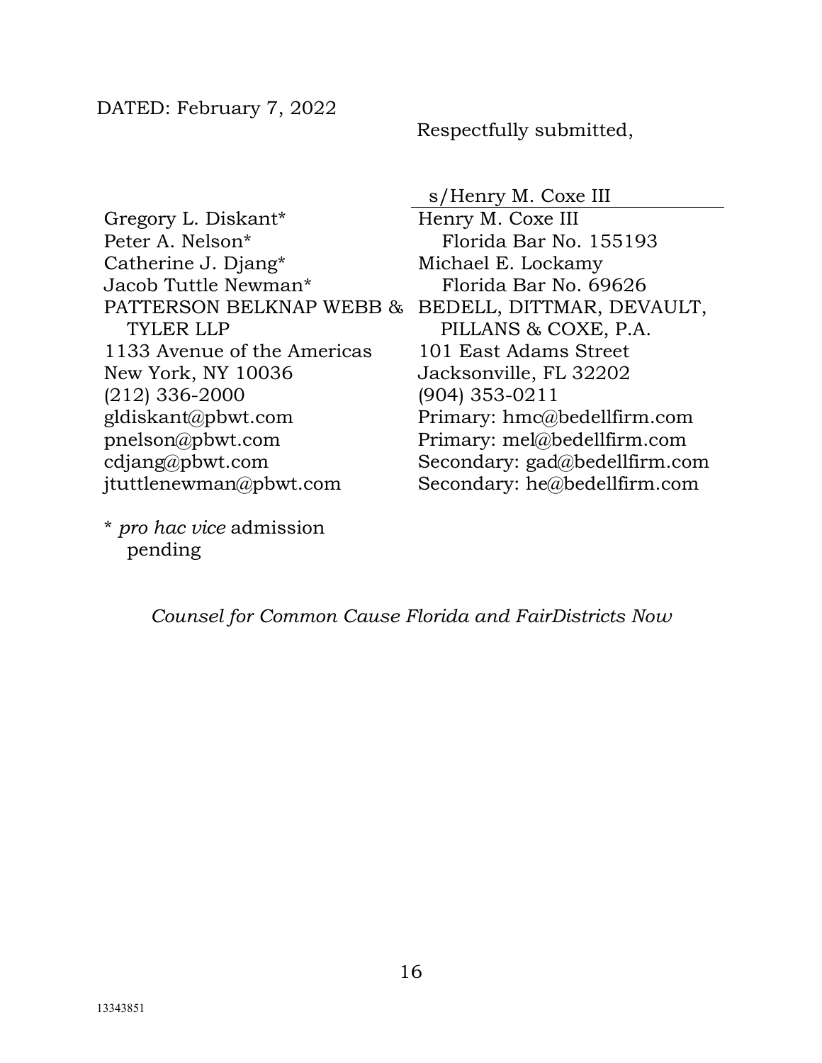DATED: February 7, 2022

Respectfully submitted,

s/Henry M. Coxe III

Henry M. Coxe III
Florida Bar No. 155193
Michael E. Lockamy
Florida Bar No. 69626
BEDELL, DITTMAR, DEVAULT, PILLANS & COXE, P.A.
101 East Adams Street
Jacksonville, FL 32202
(904) 353-0211
Primary: hmc@bedellfirm.com
Primary: mel@bedellfirm.com
Secondary: gad@bedellfirm.com
Secondary: he@bedellfirm.com

Gregory L. Diskant*
Peter A. Nelson*
Catherine J. Djang*
Jacob Tuttle Newman*
PATTERSON BELKNAP WEBB & TYLER LLP
1133 Avenue of the Americas
New York, NY 10036
(212) 336-2000
gldiskant@pbwt.com
pnelson@pbwt.com
cdjang@pbwt.com
jtuttlenewman@pbwt.com

\* *pro hac vice* admission pending

*Counsel for Common Cause Florida and FairDistricts Now*

13343851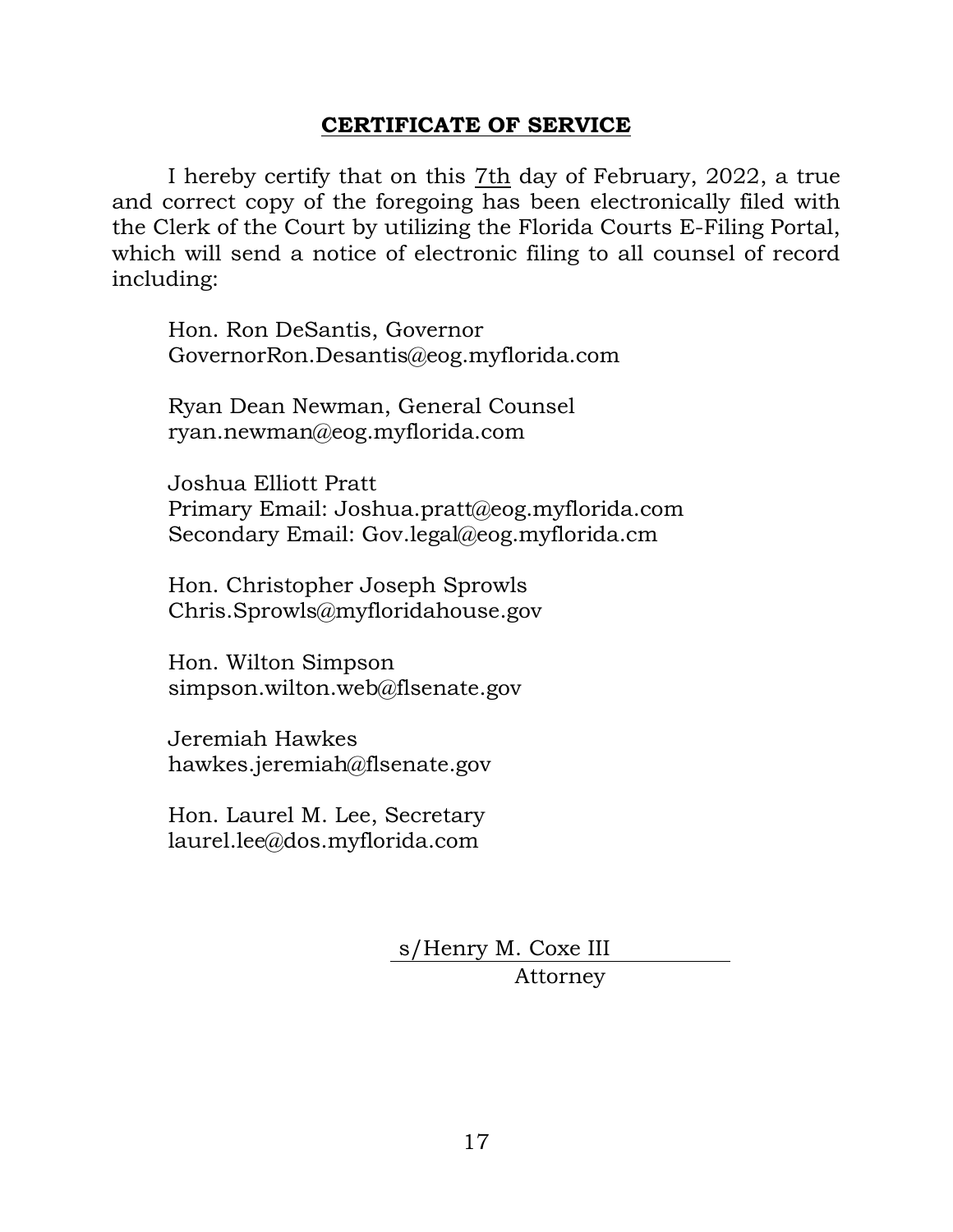## CERTIFICATE OF SERVICE

I hereby certify that on this 7th day of February, 2022, a true and correct copy of the foregoing has been electronically filed with the Clerk of the Court by utilizing the Florida Courts E-Filing Portal, which will send a notice of electronic filing to all counsel of record including:

Hon. Ron DeSantis, Governor
GovernorRon.Desantis@eog.myflorida.com

Ryan Dean Newman, General Counsel
ryan.newman@eog.myflorida.com

Joshua Elliott Pratt
Primary Email: Joshua.pratt@eog.myflorida.com
Secondary Email: Gov.legal@eog.myflorida.cm

Hon. Christopher Joseph Sprowls
Chris.Sprowls@myfloridahouse.gov

Hon. Wilton Simpson
simpson.wilton.web@flsenate.gov

Jeremiah Hawkes
hawkes.jeremiah@flsenate.gov

Hon. Laurel M. Lee, Secretary
laurel.lee@dos.myflorida.com

s/Henry M. Coxe III
Attorney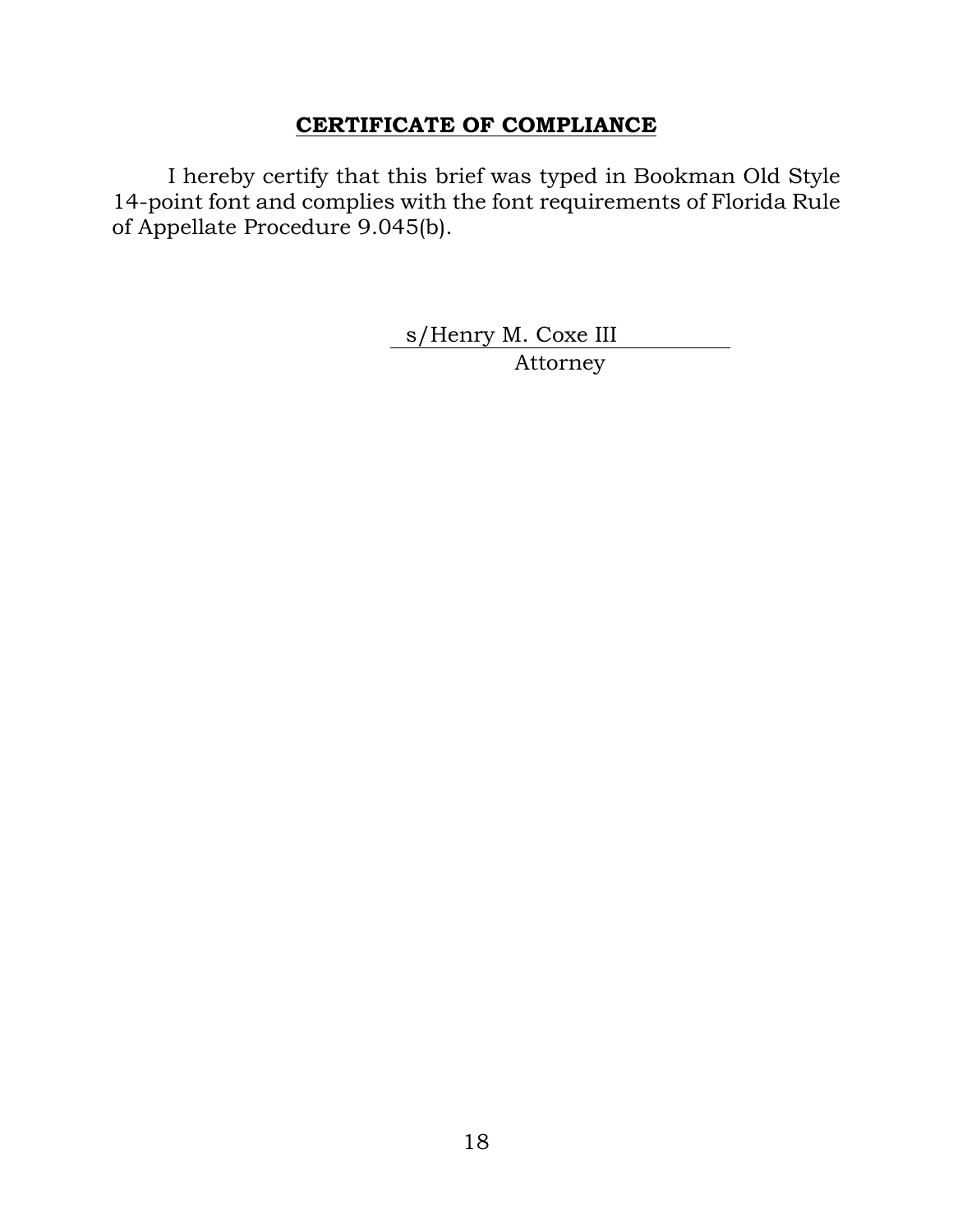## CERTIFICATE OF COMPLIANCE

I hereby certify that this brief was typed in Bookman Old Style 14-point font and complies with the font requirements of Florida Rule of Appellate Procedure 9.045(b).

s/Henry M. Coxe III
Attorney